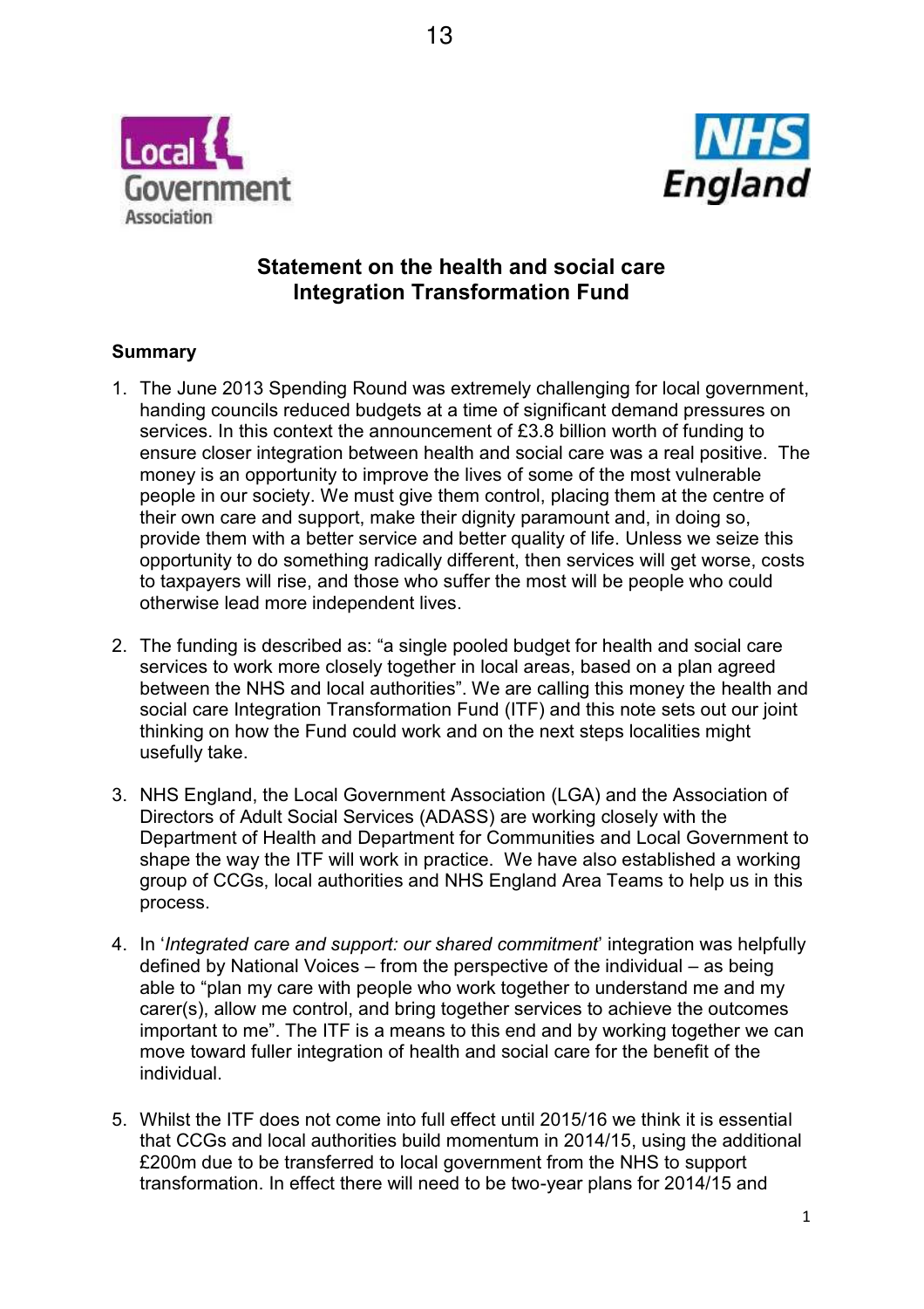# Statement on the health and social care Integration Transformation Fund

## Summary

1. The June 2013 Spending Round was extremely challenging for local government, handing councils reduced budgets at a time of significant demand pressures on services. In this context the announcement of £3.8 billion worth of funding to ensure closer integration between health and social care was a real positive. The money is an opportunity to improve the lives of some of the most vulnerable people in our society. We must give them control, placing them at the centre of their own care and support, make their dignity paramount and, in doing so, provide them with a better service and better quality of life. Unless we seize this opportunity to do something radically different, then services will get worse, costs to taxpayers will rise, and those who suffer the most will be people who could otherwise lead more independent lives.

2. The funding is described as: "a single pooled budget for health and social care services to work more closely together in local areas, based on a plan agreed between the NHS and local authorities". We are calling this money the health and social care Integration Transformation Fund (ITF) and this note sets out our joint thinking on how the Fund could work and on the next steps localities might usefully take.

3. NHS England, the Local Government Association (LGA) and the Association of Directors of Adult Social Services (ADASS) are working closely with the Department of Health and Department for Communities and Local Government to shape the way the ITF will work in practice. We have also established a working group of CCGs, local authorities and NHS England Area Teams to help us in this process.

4. In '*Integrated care and support: our shared commitment*' integration was helpfully defined by National Voices – from the perspective of the individual – as being able to "plan my care with people who work together to understand me and my carer(s), allow me control, and bring together services to achieve the outcomes important to me". The ITF is a means to this end and by working together we can move toward fuller integration of health and social care for the benefit of the individual.

5. Whilst the ITF does not come into full effect until 2015/16 we think it is essential that CCGs and local authorities build momentum in 2014/15, using the additional £200m due to be transferred to local government from the NHS to support transformation. In effect there will need to be two-year plans for 2014/15 and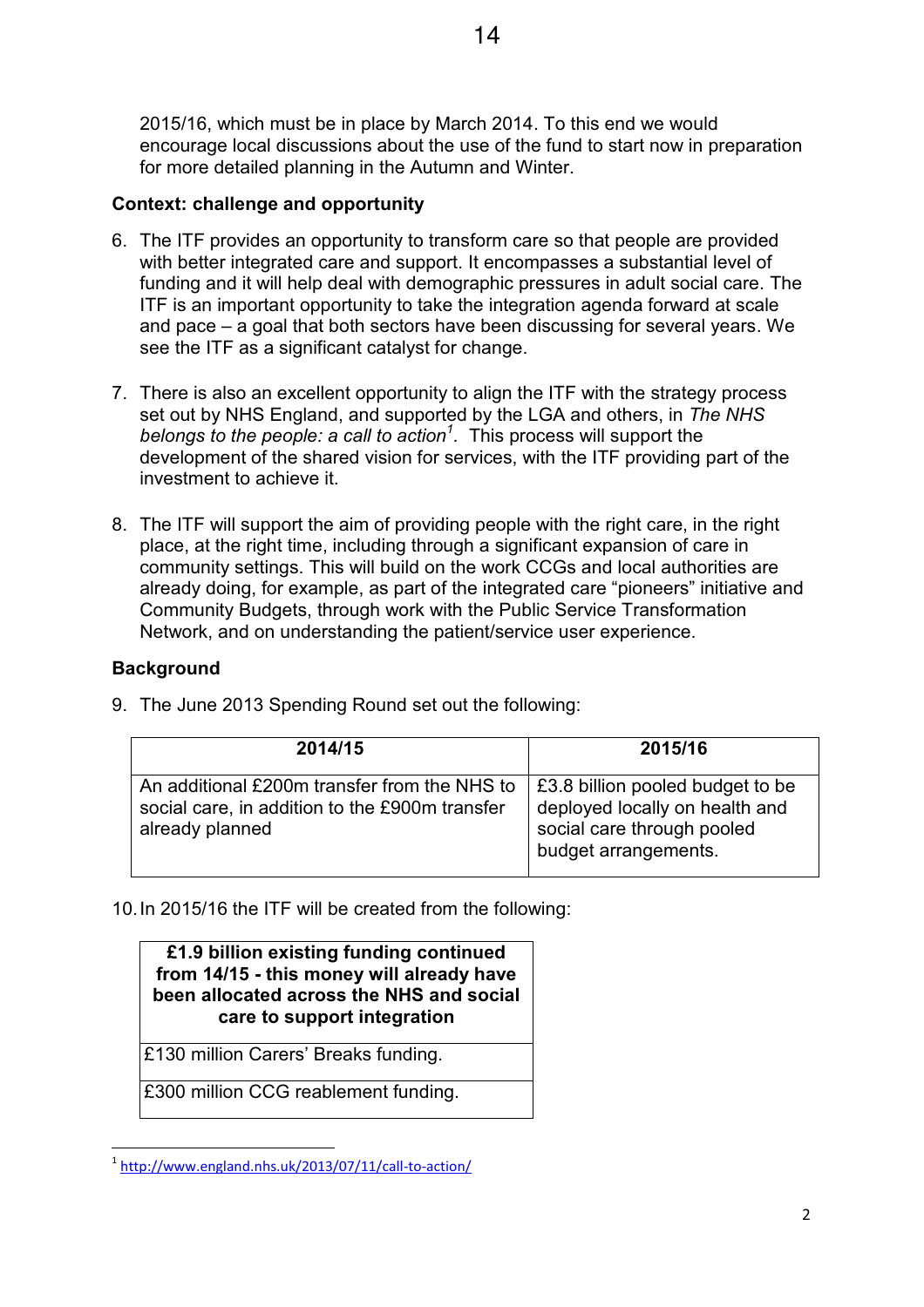2015/16, which must be in place by March 2014. To this end we would encourage local discussions about the use of the fund to start now in preparation for more detailed planning in the Autumn and Winter.

**Context: challenge and opportunity**

6. The ITF provides an opportunity to transform care so that people are provided with better integrated care and support. It encompasses a substantial level of funding and it will help deal with demographic pressures in adult social care. The ITF is an important opportunity to take the integration agenda forward at scale and pace – a goal that both sectors have been discussing for several years. We see the ITF as a significant catalyst for change.

7. There is also an excellent opportunity to align the ITF with the strategy process set out by NHS England, and supported by the LGA and others, in *The NHS belongs to the people: a call to action*[1]. This process will support the development of the shared vision for services, with the ITF providing part of the investment to achieve it.

8. The ITF will support the aim of providing people with the right care, in the right place, at the right time, including through a significant expansion of care in community settings. This will build on the work CCGs and local authorities are already doing, for example, as part of the integrated care "pioneers" initiative and Community Budgets, through work with the Public Service Transformation Network, and on understanding the patient/service user experience.

**Background**

9. The June 2013 Spending Round set out the following:

| 2014/15 | 2015/16 |
|---|---|
| An additional £200m transfer from the NHS to social care, in addition to the £900m transfer already planned | £3.8 billion pooled budget to be deployed locally on health and social care through pooled budget arrangements. |

10. In 2015/16 the ITF will be created from the following:

| £1.9 billion existing funding continued from 14/15 - this money will already have been allocated across the NHS and social care to support integration |
|---|
| £130 million Carers' Breaks funding. |
| £300 million CCG reablement funding. |

[1] http://www.england.nhs.uk/2013/07/11/call-to-action/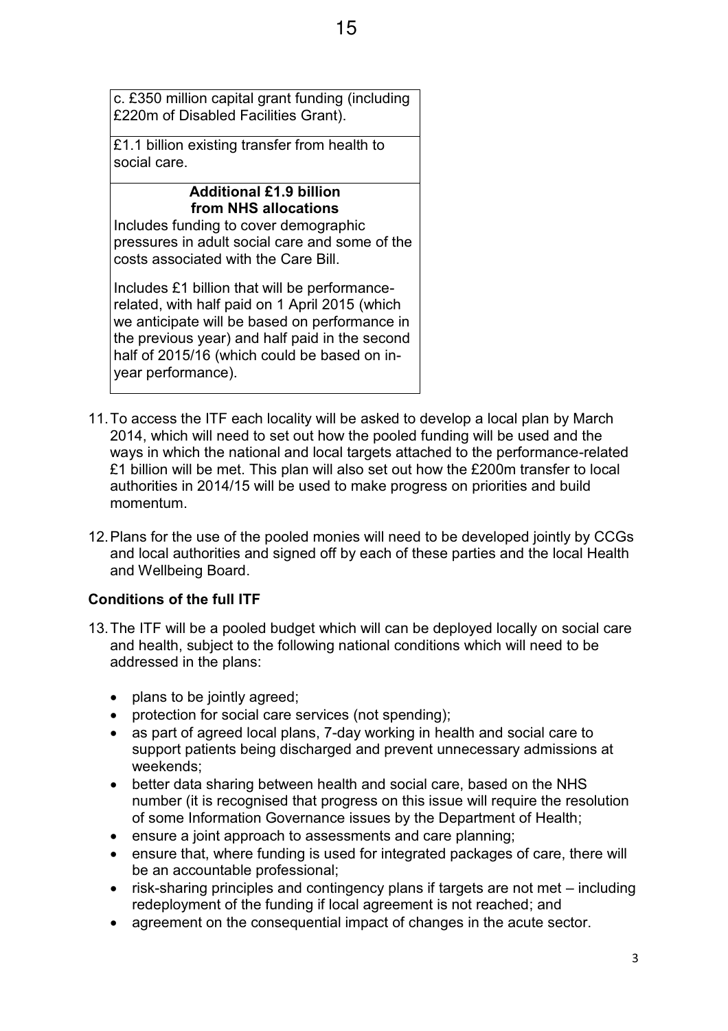| c. £350 million capital grant funding (including £220m of Disabled Facilities Grant). |
| --- |
| £1.1 billion existing transfer from health to social care. |
| **Additional £1.9 billion from NHS allocations**<br>Includes funding to cover demographic pressures in adult social care and some of the costs associated with the Care Bill.<br><br>Includes £1 billion that will be performance-related, with half paid on 1 April 2015 (which we anticipate will be based on performance in the previous year) and half paid in the second half of 2015/16 (which could be based on in-year performance). |

11. To access the ITF each locality will be asked to develop a local plan by March 2014, which will need to set out how the pooled funding will be used and the ways in which the national and local targets attached to the performance-related £1 billion will be met. This plan will also set out how the £200m transfer to local authorities in 2014/15 will be used to make progress on priorities and build momentum.

12. Plans for the use of the pooled monies will need to be developed jointly by CCGs and local authorities and signed off by each of these parties and the local Health and Wellbeing Board.

**Conditions of the full ITF**

13. The ITF will be a pooled budget which will can be deployed locally on social care and health, subject to the following national conditions which will need to be addressed in the plans:

    - plans to be jointly agreed;
    - protection for social care services (not spending);
    - as part of agreed local plans, 7-day working in health and social care to support patients being discharged and prevent unnecessary admissions at weekends;
    - better data sharing between health and social care, based on the NHS number (it is recognised that progress on this issue will require the resolution of some Information Governance issues by the Department of Health;
    - ensure a joint approach to assessments and care planning;
    - ensure that, where funding is used for integrated packages of care, there will be an accountable professional;
    - risk-sharing principles and contingency plans if targets are not met – including redeployment of the funding if local agreement is not reached; and
    - agreement on the consequential impact of changes in the acute sector.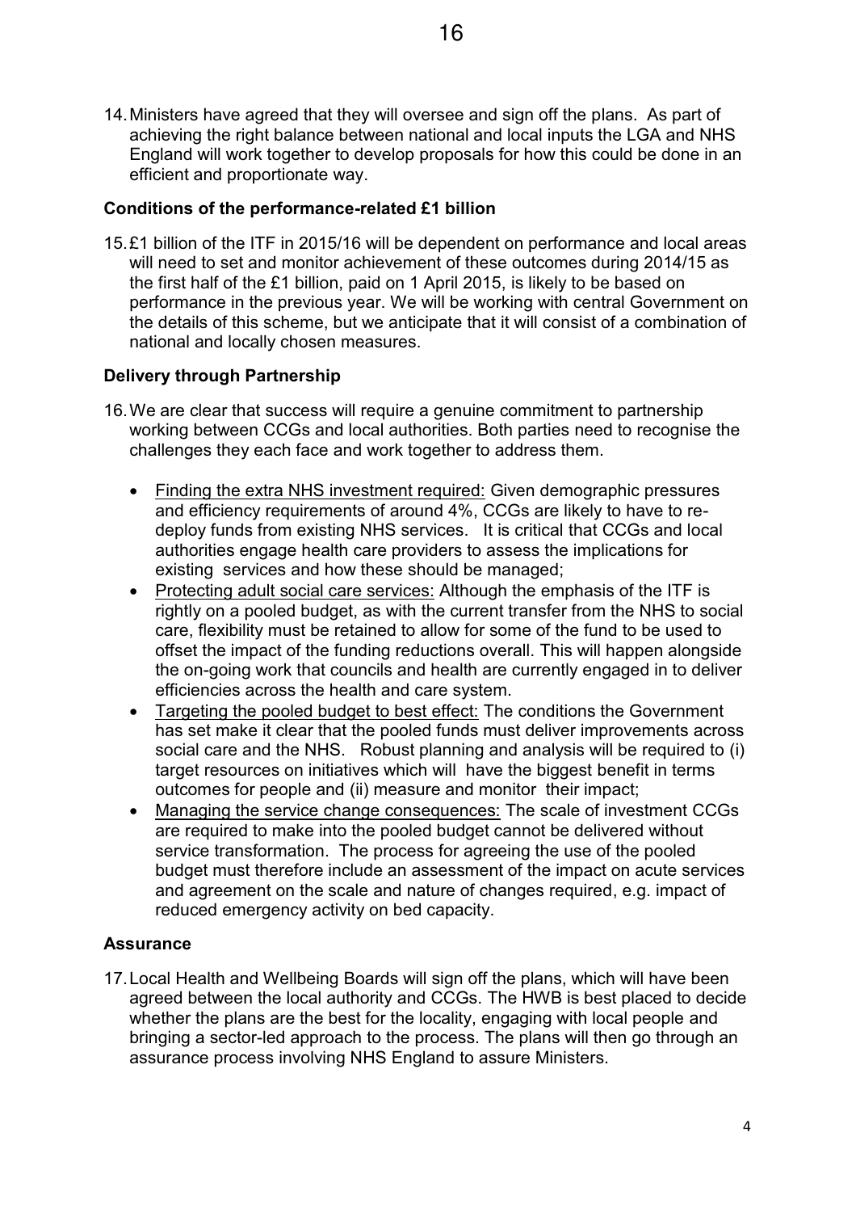14. Ministers have agreed that they will oversee and sign off the plans. As part of achieving the right balance between national and local inputs the LGA and NHS England will work together to develop proposals for how this could be done in an efficient and proportionate way.

**Conditions of the performance-related £1 billion**

15. £1 billion of the ITF in 2015/16 will be dependent on performance and local areas will need to set and monitor achievement of these outcomes during 2014/15 as the first half of the £1 billion, paid on 1 April 2015, is likely to be based on performance in the previous year. We will be working with central Government on the details of this scheme, but we anticipate that it will consist of a combination of national and locally chosen measures.

**Delivery through Partnership**

16. We are clear that success will require a genuine commitment to partnership working between CCGs and local authorities. Both parties need to recognise the challenges they each face and work together to address them.

    - <u>Finding the extra NHS investment required:</u> Given demographic pressures and efficiency requirements of around 4%, CCGs are likely to have to re-deploy funds from existing NHS services. It is critical that CCGs and local authorities engage health care providers to assess the implications for existing services and how these should be managed;
    - <u>Protecting adult social care services:</u> Although the emphasis of the ITF is rightly on a pooled budget, as with the current transfer from the NHS to social care, flexibility must be retained to allow for some of the fund to be used to offset the impact of the funding reductions overall. This will happen alongside the on-going work that councils and health are currently engaged in to deliver efficiencies across the health and care system.
    - <u>Targeting the pooled budget to best effect:</u> The conditions the Government has set make it clear that the pooled funds must deliver improvements across social care and the NHS. Robust planning and analysis will be required to (i) target resources on initiatives which will have the biggest benefit in terms outcomes for people and (ii) measure and monitor their impact;
    - <u>Managing the service change consequences:</u> The scale of investment CCGs are required to make into the pooled budget cannot be delivered without service transformation. The process for agreeing the use of the pooled budget must therefore include an assessment of the impact on acute services and agreement on the scale and nature of changes required, e.g. impact of reduced emergency activity on bed capacity.

**Assurance**

17. Local Health and Wellbeing Boards will sign off the plans, which will have been agreed between the local authority and CCGs. The HWB is best placed to decide whether the plans are the best for the locality, engaging with local people and bringing a sector-led approach to the process. The plans will then go through an assurance process involving NHS England to assure Ministers.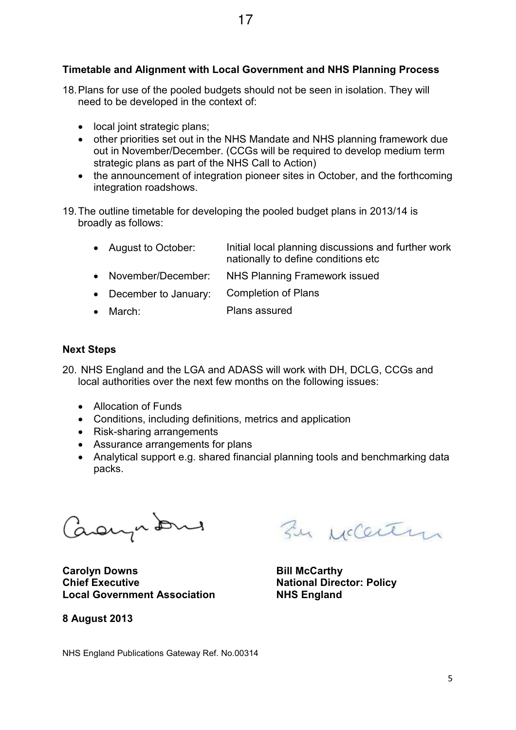### Timetable and Alignment with Local Government and NHS Planning Process

18. Plans for use of the pooled budgets should not be seen in isolation. They will need to be developed in the context of:

    - local joint strategic plans;
    - other priorities set out in the NHS Mandate and NHS planning framework due out in November/December. (CCGs will be required to develop medium term strategic plans as part of the NHS Call to Action)
    - the announcement of integration pioneer sites in October, and the forthcoming integration roadshows.

19. The outline timetable for developing the pooled budget plans in 2013/14 is broadly as follows:

    - August to October: Initial local planning discussions and further work nationally to define conditions etc
    - November/December: NHS Planning Framework issued
    - December to January: Completion of Plans
    - March: Plans assured

### Next Steps

20. NHS England and the LGA and ADASS will work with DH, DCLG, CCGs and local authorities over the next few months on the following issues:

    - Allocation of Funds
    - Conditions, including definitions, metrics and application
    - Risk-sharing arrangements
    - Assurance arrangements for plans
    - Analytical support e.g. shared financial planning tools and benchmarking data packs.

**Carolyn Downs**
**Chief Executive**
**Local Government Association**

**Bill McCarthy**
**National Director: Policy**
**NHS England**

**8 August 2013**

NHS England Publications Gateway Ref. No.00314